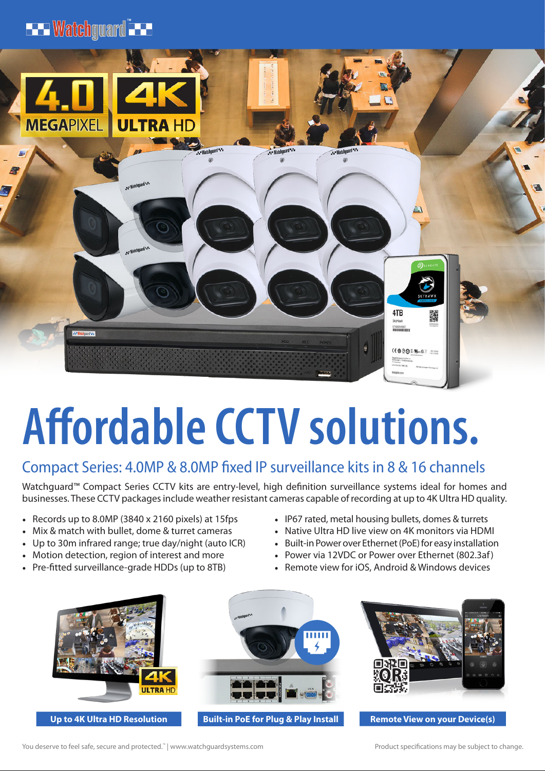Watchguard™

4.0 MEGAPIXEL

4K ULTRA HD

# Affordable CCTV solutions.

## Compact Series: 4.0MP & 8.0MP fixed IP surveillance kits in 8 & 16 channels

Watchguard™ Compact Series CCTV kits are entry-level, high definition surveillance systems ideal for homes and businesses. These CCTV packages include weather resistant cameras capable of recording at up to 4K Ultra HD quality.

- Records up to 8.0MP (3840 x 2160 pixels) at 15fps
- Mix & match with bullet, dome & turret cameras
- Up to 30m infrared range; true day/night (auto ICR)
- Motion detection, region of interest and more
- Pre-fitted surveillance-grade HDDs (up to 8TB)
- IP67 rated, metal housing bullets, domes & turrets
- Native Ultra HD live view on 4K monitors via HDMI
- Built-in Power over Ethernet (PoE) for easy installation
- Power via 12VDC or Power over Ethernet (802.3af)
- Remote view for iOS, Android & Windows devices

**Up to 4K Ultra HD Resolution**

**Built-in PoE for Plug & Play Install**

**Remote View on your Device(s)**

You deserve to feel safe, secure and protected.™ | www.watchguardsystems.com

Product specifications may be subject to change.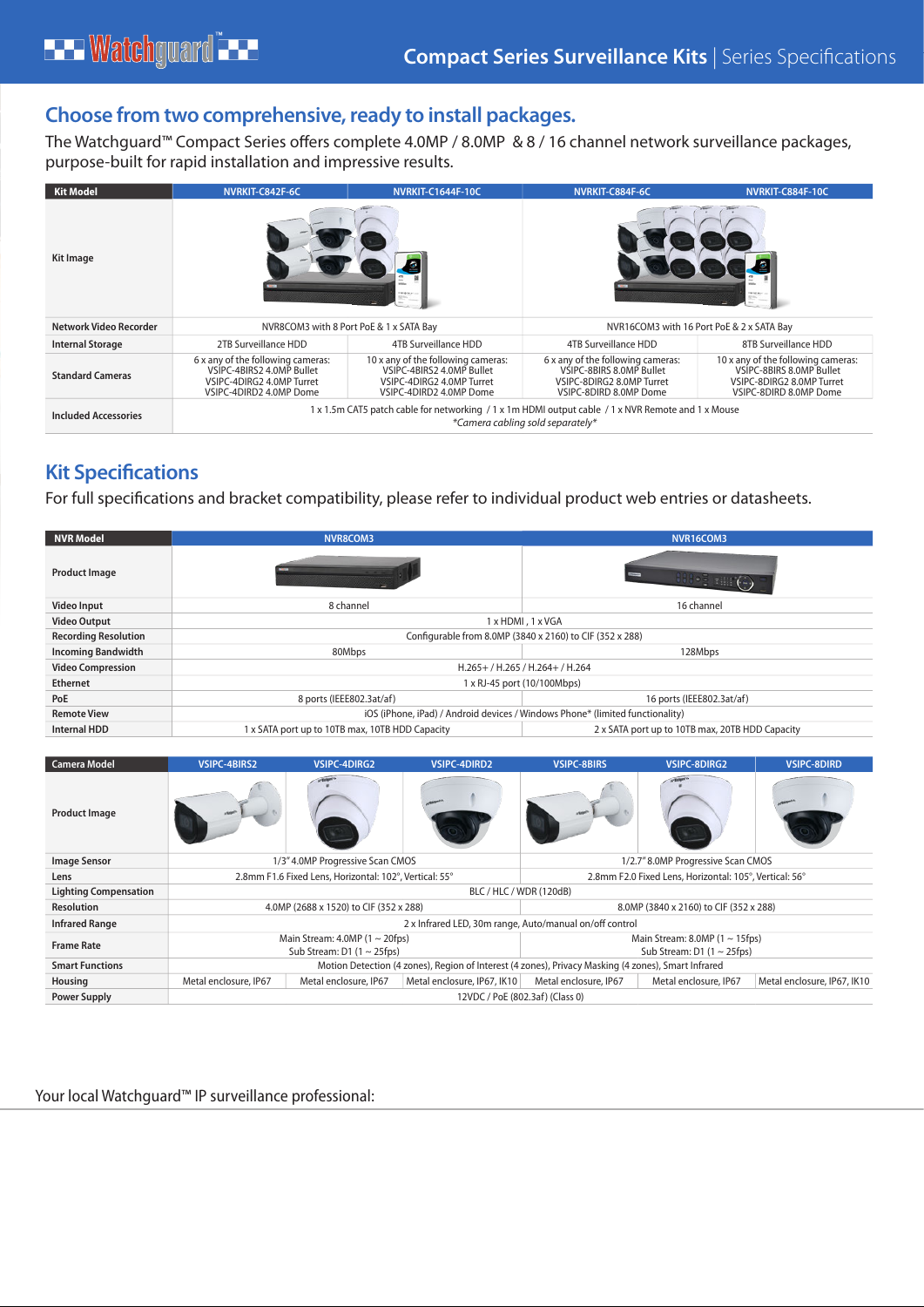# Compact Series Surveillance Kits | Series Specifications

## Choose from two comprehensive, ready to install packages.

The Watchguard™ Compact Series offers complete 4.0MP / 8.0MP & 8 / 16 channel network surveillance packages, purpose-built for rapid installation and impressive results.

| Kit Model | NVRKIT-C842F-6C | NVRKIT-C1644F-10C | NVRKIT-C884F-6C | NVRKIT-C884F-10C |
|---|---|---|---|---|
| Kit Image | | | | |
| Network Video Recorder | NVR8COM3 with 8 Port PoE & 1 x SATA Bay | | NVR16COM3 with 16 Port PoE & 2 x SATA Bay | |
| Internal Storage | 2TB Surveillance HDD | 4TB Surveillance HDD | 4TB Surveillance HDD | 8TB Surveillance HDD |
| Standard Cameras | 6 x any of the following cameras: VSIPC-4BIRS2 4.0MP Bullet VSIPC-4DIRG2 4.0MP Turret VSIPC-4DIRD2 4.0MP Dome | 10 x any of the following cameras: VSIPC-4BIRS2 4.0MP Bullet VSIPC-4DIRG2 4.0MP Turret VSIPC-4DIRD2 4.0MP Dome | 6 x any of the following cameras: VSIPC-8BIRS 8.0MP Bullet VSIPC-8DIRG2 8.0MP Turret VSIPC-8DIRD 8.0MP Dome | 10 x any of the following cameras: VSIPC-8BIRS 8.0MP Bullet VSIPC-8DIRG2 8.0MP Turret VSIPC-8DIRD 8.0MP Dome |
| Included Accessories | 1 x 1.5m CAT5 patch cable for networking / 1 x 1m HDMI output cable / 1 x NVR Remote and 1 x Mouse *Camera cabling sold separately* | | | |

## Kit Specifications

For full specifications and bracket compatibility, please refer to individual product web entries or datasheets.

| NVR Model | NVR8COM3 | NVR16COM3 |
|---|---|---|
| Product Image | | |
| Video Input | 8 channel | 16 channel |
| Video Output | 1 x HDMI , 1 x VGA | |
| Recording Resolution | Configurable from 8.0MP (3840 x 2160) to CIF (352 x 288) | |
| Incoming Bandwidth | 80Mbps | 128Mbps |
| Video Compression | H.265+ / H.265 / H.264+ / H.264 | |
| Ethernet | 1 x RJ-45 port (10/100Mbps) | |
| PoE | 8 ports (IEEE802.3at/af) | 16 ports (IEEE802.3at/af) |
| Remote View | iOS (iPhone, iPad) / Android devices / Windows Phone* (limited functionality) | |
| Internal HDD | 1 x SATA port up to 10TB max, 10TB HDD Capacity | 2 x SATA port up to 10TB max, 20TB HDD Capacity |

| Camera Model | VSIPC-4BIRS2 | VSIPC-4DIRG2 | VSIPC-4DIRD2 | VSIPC-8BIRS | VSIPC-8DIRG2 | VSIPC-8DIRD |
|---|---|---|---|---|---|---|
| Product Image | | | | | | |
| Image Sensor | 1/3" 4.0MP Progressive Scan CMOS | | | 1/2.7" 8.0MP Progressive Scan CMOS | | |
| Lens | 2.8mm F1.6 Fixed Lens, Horizontal: 102°, Vertical: 55° | | | 2.8mm F2.0 Fixed Lens, Horizontal: 105°, Vertical: 56° | | |
| Lighting Compensation | BLC / HLC / WDR (120dB) | | | | | |
| Resolution | 4.0MP (2688 x 1520) to CIF (352 x 288) | | | 8.0MP (3840 x 2160) to CIF (352 x 288) | | |
| Infrared Range | 2 x Infrared LED, 30m range, Auto/manual on/off control | | | | | |
| Frame Rate | Main Stream: 4.0MP (1 ~ 20fps) Sub Stream: D1 (1 ~ 25fps) | | | Main Stream: 8.0MP (1 ~ 15fps) Sub Stream: D1 (1 ~ 25fps) | | |
| Smart Functions | Motion Detection (4 zones), Region of Interest (4 zones), Privacy Masking (4 zones), Smart Infrared | | | | | |
| Housing | Metal enclosure, IP67 | Metal enclosure, IP67 | Metal enclosure, IP67, IK10 | Metal enclosure, IP67 | Metal enclosure, IP67 | Metal enclosure, IP67, IK10 |
| Power Supply | 12VDC / PoE (802.3af) (Class 0) | | | | | |

Your local Watchguard™ IP surveillance professional: